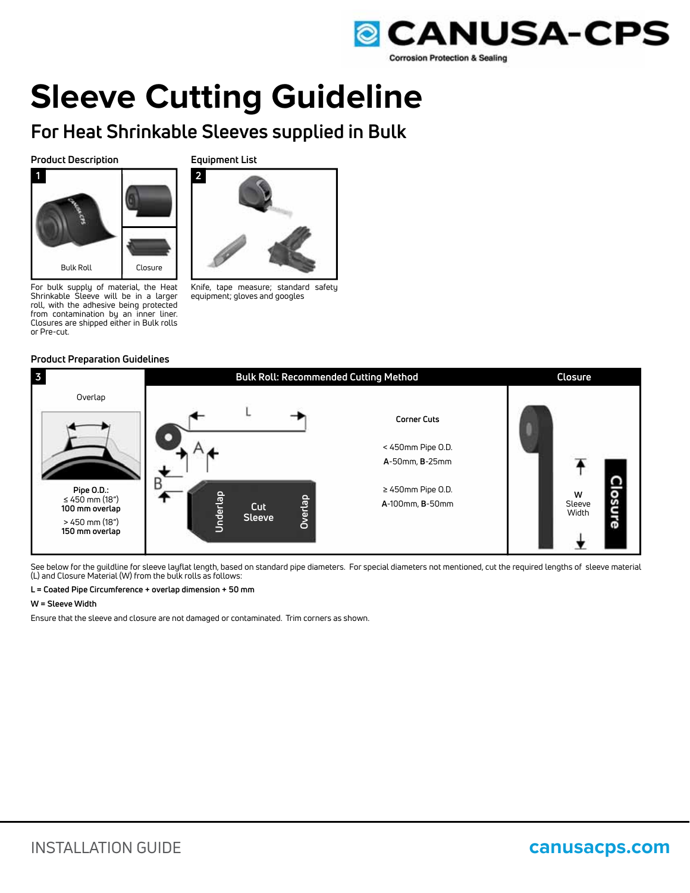# Sleeve Cutting Guideline

## For Heat Shrinkable Sleeves supplied in Bulk

### Product Description

1

Bulk Roll

Closure

For bulk supply of material, the Heat Shrinkable Sleeve will be in a larger roll, with the adhesive being protected from contamination by an inner liner. Closures are shipped either in Bulk rolls or Pre-cut.

### Equipment List

2

Knife, tape measure; standard safety equipment; gloves and googles

### Product Preparation Guidelines

3

Overlap

**Pipe O.D.:**
≤ 450 mm (18")
**100 mm overlap**

> 450 mm (18")
**150 mm overlap**

**Bulk Roll: Recommended Cutting Method**

L

A

B

Underlap

Cut Sleeve

Overlap

**Corner Cuts**

< 450mm Pipe O.D.
**A**-50mm, **B**-25mm

≥ 450mm Pipe O.D.
**A**-100mm, **B**-50mm

**Closure**

W
Sleeve
Width

Closure

See below for the guildline for sleeve layflat length, based on standard pipe diameters. For special diameters not mentioned, cut the required lengths of sleeve material (L) and Closure Material (W) from the bulk rolls as follows:

**L = Coated Pipe Circumference + overlap dimension + 50 mm**

**W = Sleeve Width**

Ensure that the sleeve and closure are not damaged or contaminated. Trim corners as shown.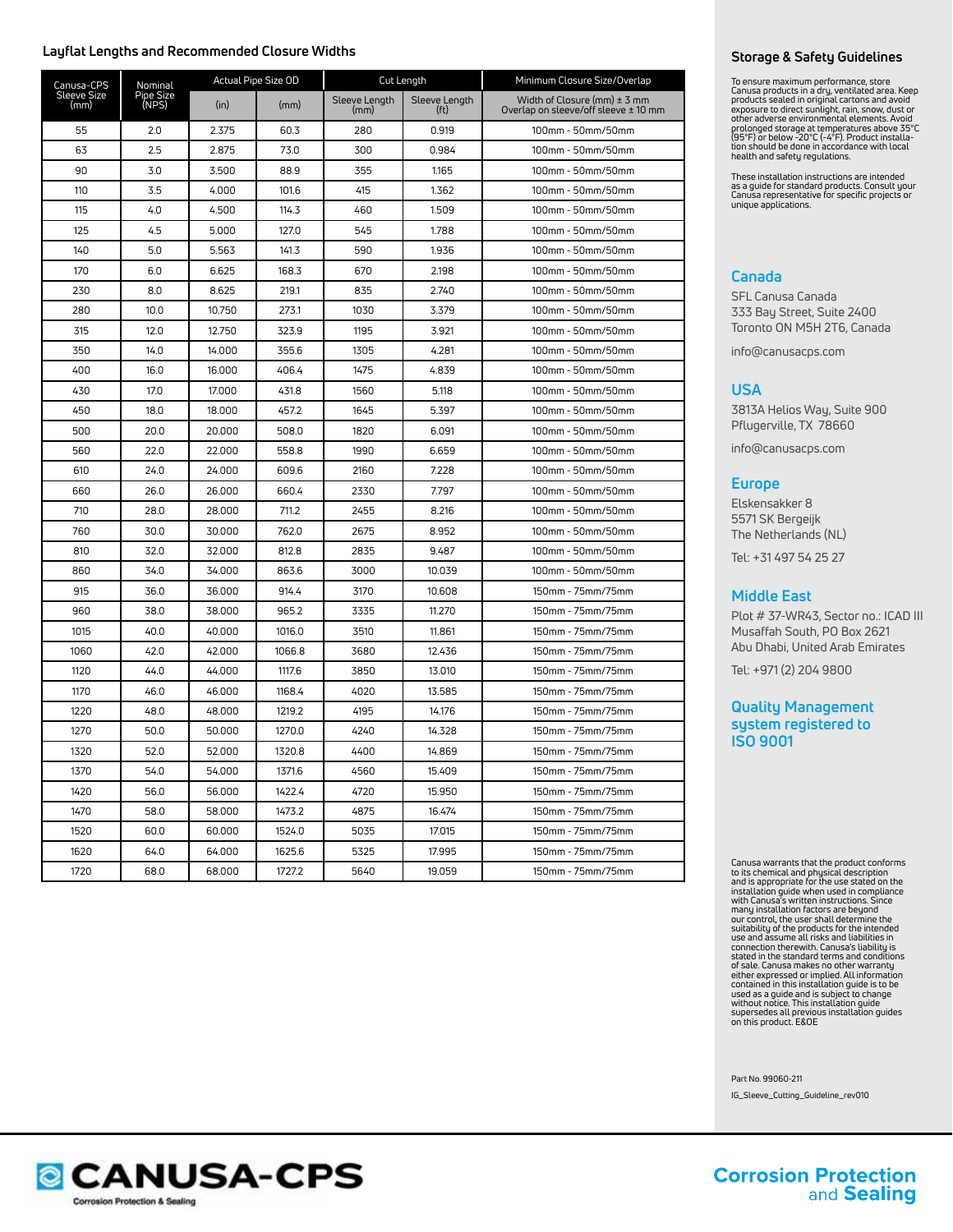## Layflat Lengths and Recommended Closure Widths

| Canusa-CPS Sleeve Size (mm) | Nominal Pipe Size (NPS) | Actual Pipe Size OD | | Cut Length | | Minimum Closure Size/Overlap |
|---|---|---|---|---|---|---|
| | | (in) | (mm) | Sleeve Length (mm) | Sleeve Length (ft) | Width of Closure (mm) ± 3 mm Overlap on sleeve/off sleeve ± 10 mm |
| 55 | 2.0 | 2.375 | 60.3 | 280 | 0.919 | 100mm - 50mm/50mm |
| 63 | 2.5 | 2.875 | 73.0 | 300 | 0.984 | 100mm - 50mm/50mm |
| 90 | 3.0 | 3.500 | 88.9 | 355 | 1.165 | 100mm - 50mm/50mm |
| 110 | 3.5 | 4.000 | 101.6 | 415 | 1.362 | 100mm - 50mm/50mm |
| 115 | 4.0 | 4.500 | 114.3 | 460 | 1.509 | 100mm - 50mm/50mm |
| 125 | 4.5 | 5.000 | 127.0 | 545 | 1.788 | 100mm - 50mm/50mm |
| 140 | 5.0 | 5.563 | 141.3 | 590 | 1.936 | 100mm - 50mm/50mm |
| 170 | 6.0 | 6.625 | 168.3 | 670 | 2.198 | 100mm - 50mm/50mm |
| 230 | 8.0 | 8.625 | 219.1 | 835 | 2.740 | 100mm - 50mm/50mm |
| 280 | 10.0 | 10.750 | 273.1 | 1030 | 3.379 | 100mm - 50mm/50mm |
| 315 | 12.0 | 12.750 | 323.9 | 1195 | 3.921 | 100mm - 50mm/50mm |
| 350 | 14.0 | 14.000 | 355.6 | 1305 | 4.281 | 100mm - 50mm/50mm |
| 400 | 16.0 | 16.000 | 406.4 | 1475 | 4.839 | 100mm - 50mm/50mm |
| 430 | 17.0 | 17.000 | 431.8 | 1560 | 5.118 | 100mm - 50mm/50mm |
| 450 | 18.0 | 18.000 | 457.2 | 1645 | 5.397 | 100mm - 50mm/50mm |
| 500 | 20.0 | 20.000 | 508.0 | 1820 | 6.091 | 100mm - 50mm/50mm |
| 560 | 22.0 | 22.000 | 558.8 | 1990 | 6.659 | 100mm - 50mm/50mm |
| 610 | 24.0 | 24.000 | 609.6 | 2160 | 7.228 | 100mm - 50mm/50mm |
| 660 | 26.0 | 26.000 | 660.4 | 2330 | 7.797 | 100mm - 50mm/50mm |
| 710 | 28.0 | 28.000 | 711.2 | 2455 | 8.216 | 100mm - 50mm/50mm |
| 760 | 30.0 | 30.000 | 762.0 | 2675 | 8.952 | 100mm - 50mm/50mm |
| 810 | 32.0 | 32.000 | 812.8 | 2835 | 9.487 | 100mm - 50mm/50mm |
| 860 | 34.0 | 34.000 | 863.6 | 3000 | 10.039 | 100mm - 50mm/50mm |
| 915 | 36.0 | 36.000 | 914.4 | 3170 | 10.608 | 150mm - 75mm/75mm |
| 960 | 38.0 | 38.000 | 965.2 | 3335 | 11.270 | 150mm - 75mm/75mm |
| 1015 | 40.0 | 40.000 | 1016.0 | 3510 | 11.861 | 150mm - 75mm/75mm |
| 1060 | 42.0 | 42.000 | 1066.8 | 3680 | 12.436 | 150mm - 75mm/75mm |
| 1120 | 44.0 | 44.000 | 1117.6 | 3850 | 13.010 | 150mm - 75mm/75mm |
| 1170 | 46.0 | 46.000 | 1168.4 | 4020 | 13.585 | 150mm - 75mm/75mm |
| 1220 | 48.0 | 48.000 | 1219.2 | 4195 | 14.176 | 150mm - 75mm/75mm |
| 1270 | 50.0 | 50.000 | 1270.0 | 4240 | 14.328 | 150mm - 75mm/75mm |
| 1320 | 52.0 | 52.000 | 1320.8 | 4400 | 14.869 | 150mm - 75mm/75mm |
| 1370 | 54.0 | 54.000 | 1371.6 | 4560 | 15.409 | 150mm - 75mm/75mm |
| 1420 | 56.0 | 56.000 | 1422.4 | 4720 | 15.950 | 150mm - 75mm/75mm |
| 1470 | 58.0 | 58.000 | 1473.2 | 4875 | 16.474 | 150mm - 75mm/75mm |
| 1520 | 60.0 | 60.000 | 1524.0 | 5035 | 17.015 | 150mm - 75mm/75mm |
| 1620 | 64.0 | 64.000 | 1625.6 | 5325 | 17.995 | 150mm - 75mm/75mm |
| 1720 | 68.0 | 68.000 | 1727.2 | 5640 | 19.059 | 150mm - 75mm/75mm |

## Storage & Safety Guidelines

To ensure maximum performance, store Canusa products in a dry, ventilated area. Keep products sealed in original cartons and avoid exposure to direct sunlight, rain, snow, dust or other adverse environmental elements. Avoid prolonged storage at temperatures above 35°C (95°F) or below -20°C (-4°F). Product installation should be done in accordance with local health and safety regulations.

These installation instructions are intended as a guide for standard products. Consult your Canusa representative for specific projects or unique applications.

### Canada

SFL Canusa Canada
333 Bay Street, Suite 2400
Toronto ON M5H 2T6, Canada

info@canusacps.com

### USA

3813A Helios Way, Suite 900
Pflugerville, TX 78660

info@canusacps.com

### Europe

Elskensakker 8
5571 SK Bergeijk
The Netherlands (NL)

Tel: +31 497 54 25 27

### Middle East

Plot # 37-WR43, Sector no.: ICAD III
Musaffah South, PO Box 2621
Abu Dhabi, United Arab Emirates

Tel: +971 (2) 204 9800

### Quality Management system registered to ISO 9001

Canusa warrants that the product conforms to its chemical and physical description and is appropriate for the use stated on the installation guide when used in compliance with Canusa's written instructions. Since many installation factors are beyond our control, the user shall determine the suitability of the products for the intended use and assume all risks and liabilities in connection therewith. Canusa's liability is stated in the standard terms and conditions of sale. Canusa makes no other warranty either expressed or implied. All information contained in this installation guide is to be used as a guide and is subject to change without notice. This installation guide supersedes all previous installation guides on this product. E&OE

Part No. 99060-211

IG_Sleeve_Cutting_Guideline_rev010

CANUSA-CPS
Corrosion Protection & Sealing

Corrosion Protection and Sealing